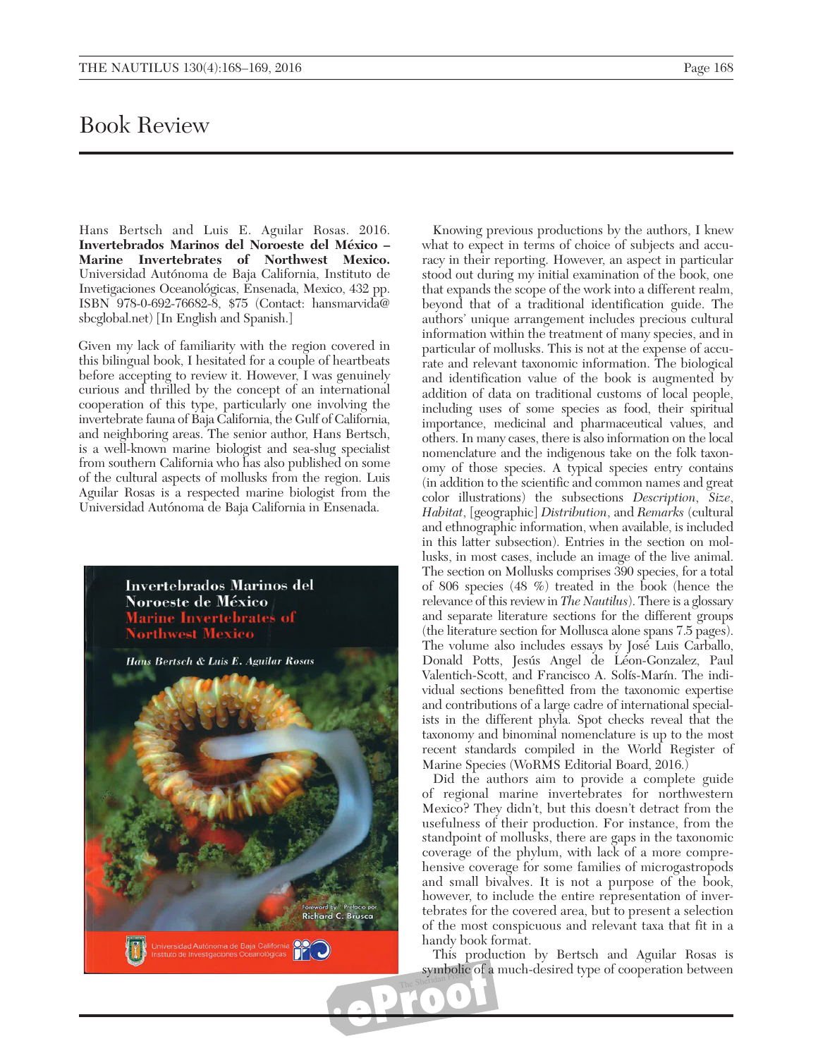# Book Review

Hans Bertsch and Luis E. Aguilar Rosas. 2016. **Invertebrados Marinos del Noroeste del México – Marine Invertebrates of Northwest Mexico.** Universidad Autónoma de Baja California, Instituto de Invetigaciones Oceanológicas, Ensenada, Mexico, 432 pp. ISBN 978-0-692-76682-8, $75 (Contact: hansmarvida@sbcglobal.net) [In English and Spanish.]

Given my lack of familiarity with the region covered in this bilingual book, I hesitated for a couple of heartbeats before accepting to review it. However, I was genuinely curious and thrilled by the concept of an international cooperation of this type, particularly one involving the invertebrate fauna of Baja California, the Gulf of California, and neighboring areas. The senior author, Hans Bertsch, is a well-known marine biologist and sea-slug specialist from southern California who has also published on some of the cultural aspects of mollusks from the region. Luis Aguilar Rosas is a respected marine biologist from the Universidad Autónoma de Baja California in Ensenada.

Knowing previous productions by the authors, I knew what to expect in terms of choice of subjects and accuracy in their reporting. However, an aspect in particular stood out during my initial examination of the book, one that expands the scope of the work into a different realm, beyond that of a traditional identification guide. The authors' unique arrangement includes precious cultural information within the treatment of many species, and in particular of mollusks. This is not at the expense of accurate and relevant taxonomic information. The biological and identification value of the book is augmented by addition of data on traditional customs of local people, including uses of some species as food, their spiritual importance, medicinal and pharmaceutical values, and others. In many cases, there is also information on the local nomenclature and the indigenous take on the folk taxonomy of those species. A typical species entry contains (in addition to the scientific and common names and great color illustrations) the subsections *Description*, *Size*, *Habitat*, [geographic] *Distribution*, and *Remarks* (cultural and ethnographic information, when available, is included in this latter subsection). Entries in the section on mollusks, in most cases, include an image of the live animal. The section on Mollusks comprises 390 species, for a total of 806 species (48 %) treated in the book (hence the relevance of this review in *The Nautilus*). There is a glossary and separate literature sections for the different groups (the literature section for Mollusca alone spans 7.5 pages). The volume also includes essays by José Luis Carballo, Donald Potts, Jesús Angel de Léon-Gonzalez, Paul Valentich-Scott, and Francisco A. Solís-Marín. The individual sections benefitted from the taxonomic expertise and contributions of a large cadre of international specialists in the different phyla. Spot checks reveal that the taxonomy and binominal nomenclature is up to the most recent standards compiled in the World Register of Marine Species (WoRMS Editorial Board, 2016.)

Did the authors aim to provide a complete guide of regional marine invertebrates for northwestern Mexico? They didn't, but this doesn't detract from the usefulness of their production. For instance, from the standpoint of mollusks, there are gaps in the taxonomic coverage of the phylum, with lack of a more comprehensive coverage for some families of microgastropods and small bivalves. It is not a purpose of the book, however, to include the entire representation of invertebrates for the covered area, but to present a selection of the most conspicuous and relevant taxa that fit in a handy book format.

This production by Bertsch and Aguilar Rosas is symbolic of a much-desired type of cooperation between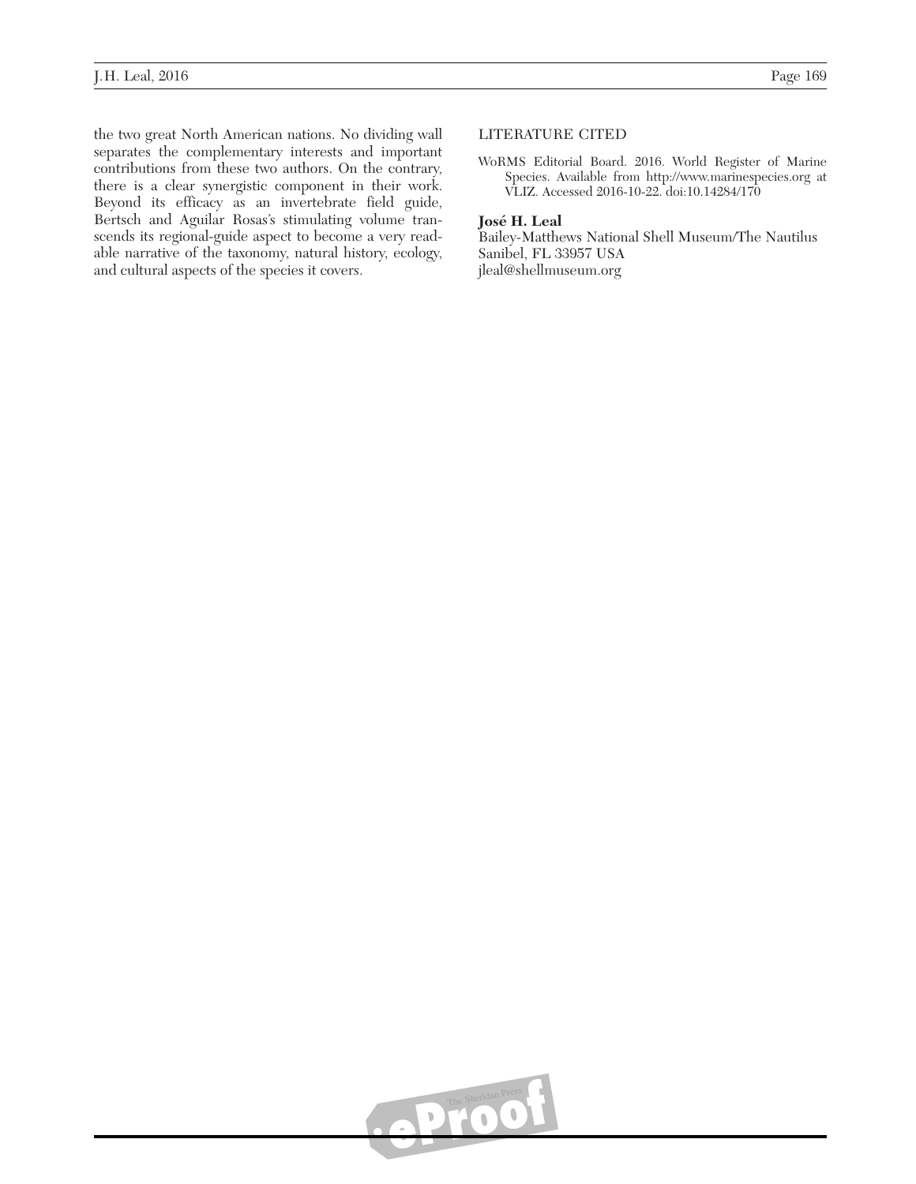the two great North American nations. No dividing wall separates the complementary interests and important contributions from these two authors. On the contrary, there is a clear synergistic component in their work. Beyond its efficacy as an invertebrate field guide, Bertsch and Aguilar Rosas's stimulating volume transcends its regional-guide aspect to become a very readable narrative of the taxonomy, natural history, ecology, and cultural aspects of the species it covers.

## LITERATURE CITED

WoRMS Editorial Board. 2016. World Register of Marine Species. Available from http://www.marinespecies.org at VLIZ. Accessed 2016-10-22. doi:10.14284/170

**José H. Leal**
Bailey-Matthews National Shell Museum/The Nautilus
Sanibel, FL 33957 USA
jleal@shellmuseum.org